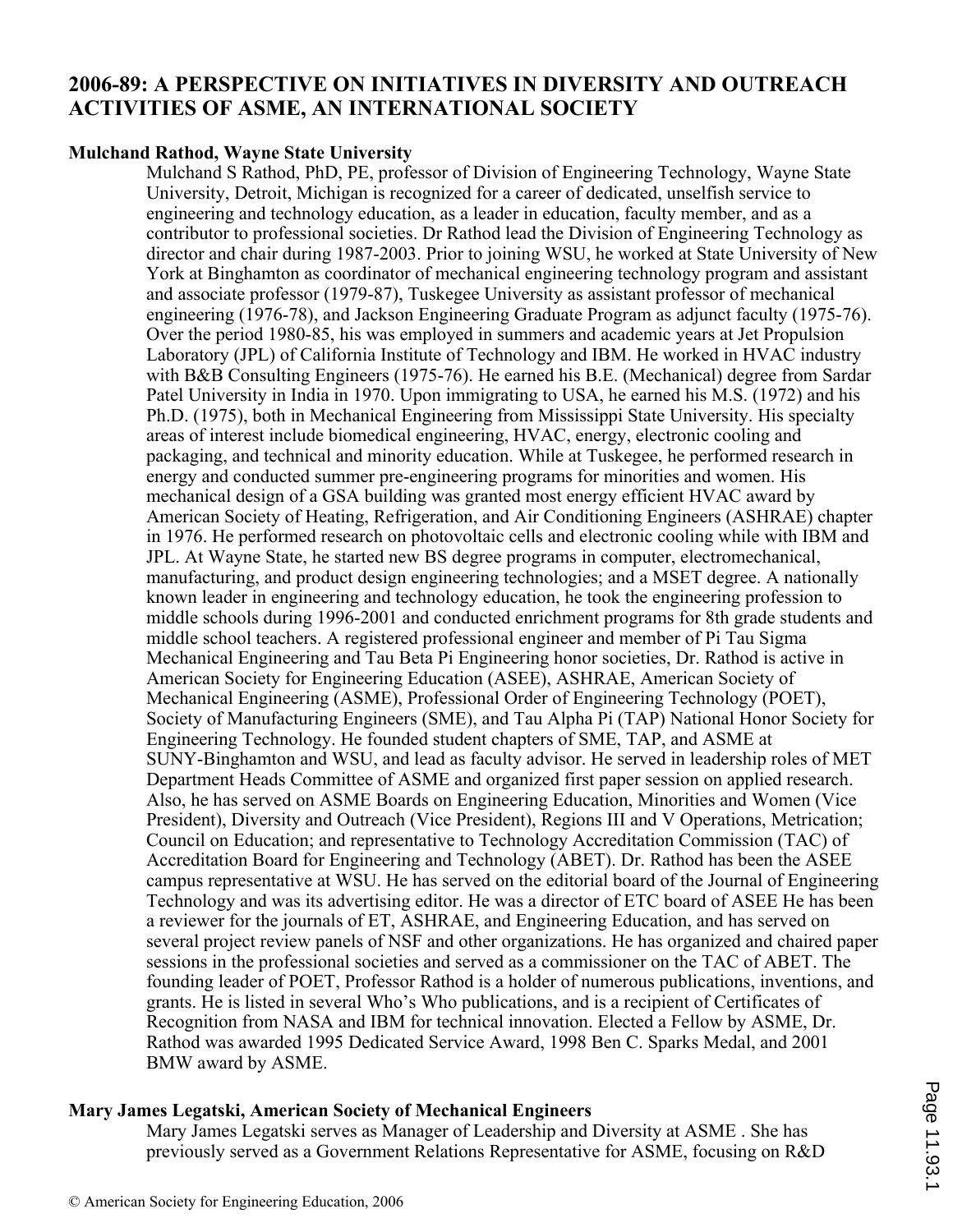# 2006-89: A PERSPECTIVE ON INITIATIVES IN DIVERSITY AND OUTREACH ACTIVITIES OF ASME, AN INTERNATIONAL SOCIETY

**Mulchand Rathod, Wayne State University**

Mulchand S Rathod, PhD, PE, professor of Division of Engineering Technology, Wayne State University, Detroit, Michigan is recognized for a career of dedicated, unselfish service to engineering and technology education, as a leader in education, faculty member, and as a contributor to professional societies. Dr Rathod lead the Division of Engineering Technology as director and chair during 1987-2003. Prior to joining WSU, he worked at State University of New York at Binghamton as coordinator of mechanical engineering technology program and assistant and associate professor (1979-87), Tuskegee University as assistant professor of mechanical engineering (1976-78), and Jackson Engineering Graduate Program as adjunct faculty (1975-76). Over the period 1980-85, his was employed in summers and academic years at Jet Propulsion Laboratory (JPL) of California Institute of Technology and IBM. He worked in HVAC industry with B&B Consulting Engineers (1975-76). He earned his B.E. (Mechanical) degree from Sardar Patel University in India in 1970. Upon immigrating to USA, he earned his M.S. (1972) and his Ph.D. (1975), both in Mechanical Engineering from Mississippi State University. His specialty areas of interest include biomedical engineering, HVAC, energy, electronic cooling and packaging, and technical and minority education. While at Tuskegee, he performed research in energy and conducted summer pre-engineering programs for minorities and women. His mechanical design of a GSA building was granted most energy efficient HVAC award by American Society of Heating, Refrigeration, and Air Conditioning Engineers (ASHRAE) chapter in 1976. He performed research on photovoltaic cells and electronic cooling while with IBM and JPL. At Wayne State, he started new BS degree programs in computer, electromechanical, manufacturing, and product design engineering technologies; and a MSET degree. A nationally known leader in engineering and technology education, he took the engineering profession to middle schools during 1996-2001 and conducted enrichment programs for 8th grade students and middle school teachers. A registered professional engineer and member of Pi Tau Sigma Mechanical Engineering and Tau Beta Pi Engineering honor societies, Dr. Rathod is active in American Society for Engineering Education (ASEE), ASHRAE, American Society of Mechanical Engineering (ASME), Professional Order of Engineering Technology (POET), Society of Manufacturing Engineers (SME), and Tau Alpha Pi (TAP) National Honor Society for Engineering Technology. He founded student chapters of SME, TAP, and ASME at SUNY-Binghamton and WSU, and lead as faculty advisor. He served in leadership roles of MET Department Heads Committee of ASME and organized first paper session on applied research. Also, he has served on ASME Boards on Engineering Education, Minorities and Women (Vice President), Diversity and Outreach (Vice President), Regions III and V Operations, Metrication; Council on Education; and representative to Technology Accreditation Commission (TAC) of Accreditation Board for Engineering and Technology (ABET). Dr. Rathod has been the ASEE campus representative at WSU. He has served on the editorial board of the Journal of Engineering Technology and was its advertising editor. He was a director of ETC board of ASEE He has been a reviewer for the journals of ET, ASHRAE, and Engineering Education, and has served on several project review panels of NSF and other organizations. He has organized and chaired paper sessions in the professional societies and served as a commissioner on the TAC of ABET. The founding leader of POET, Professor Rathod is a holder of numerous publications, inventions, and grants. He is listed in several Who's Who publications, and is a recipient of Certificates of Recognition from NASA and IBM for technical innovation. Elected a Fellow by ASME, Dr. Rathod was awarded 1995 Dedicated Service Award, 1998 Ben C. Sparks Medal, and 2001 BMW award by ASME.

**Mary James Legatski, American Society of Mechanical Engineers**

Mary James Legatski serves as Manager of Leadership and Diversity at ASME . She has previously served as a Government Relations Representative for ASME, focusing on R&D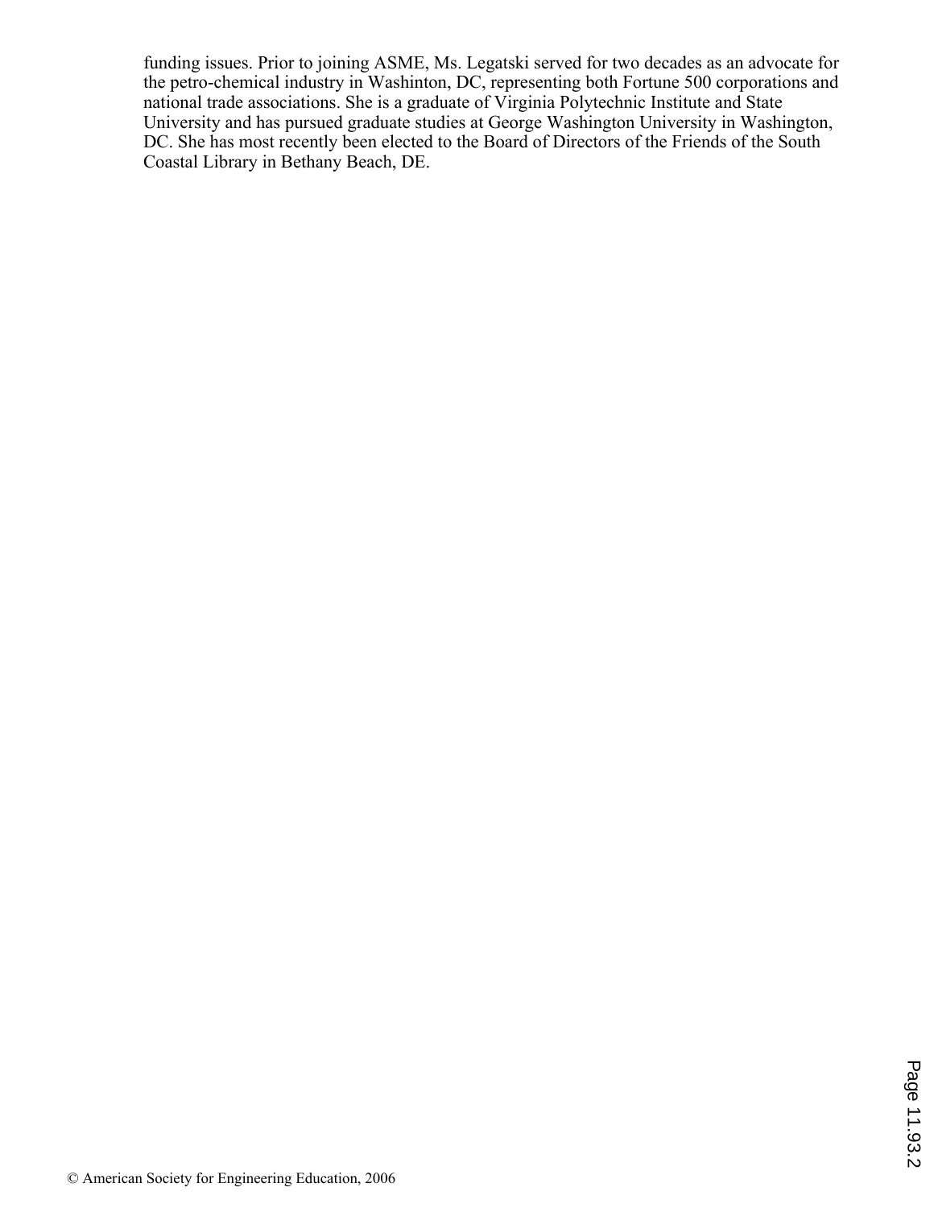funding issues. Prior to joining ASME, Ms. Legatski served for two decades as an advocate for the petro-chemical industry in Washinton, DC, representing both Fortune 500 corporations and national trade associations. She is a graduate of Virginia Polytechnic Institute and State University and has pursued graduate studies at George Washington University in Washington, DC. She has most recently been elected to the Board of Directors of the Friends of the South Coastal Library in Bethany Beach, DE.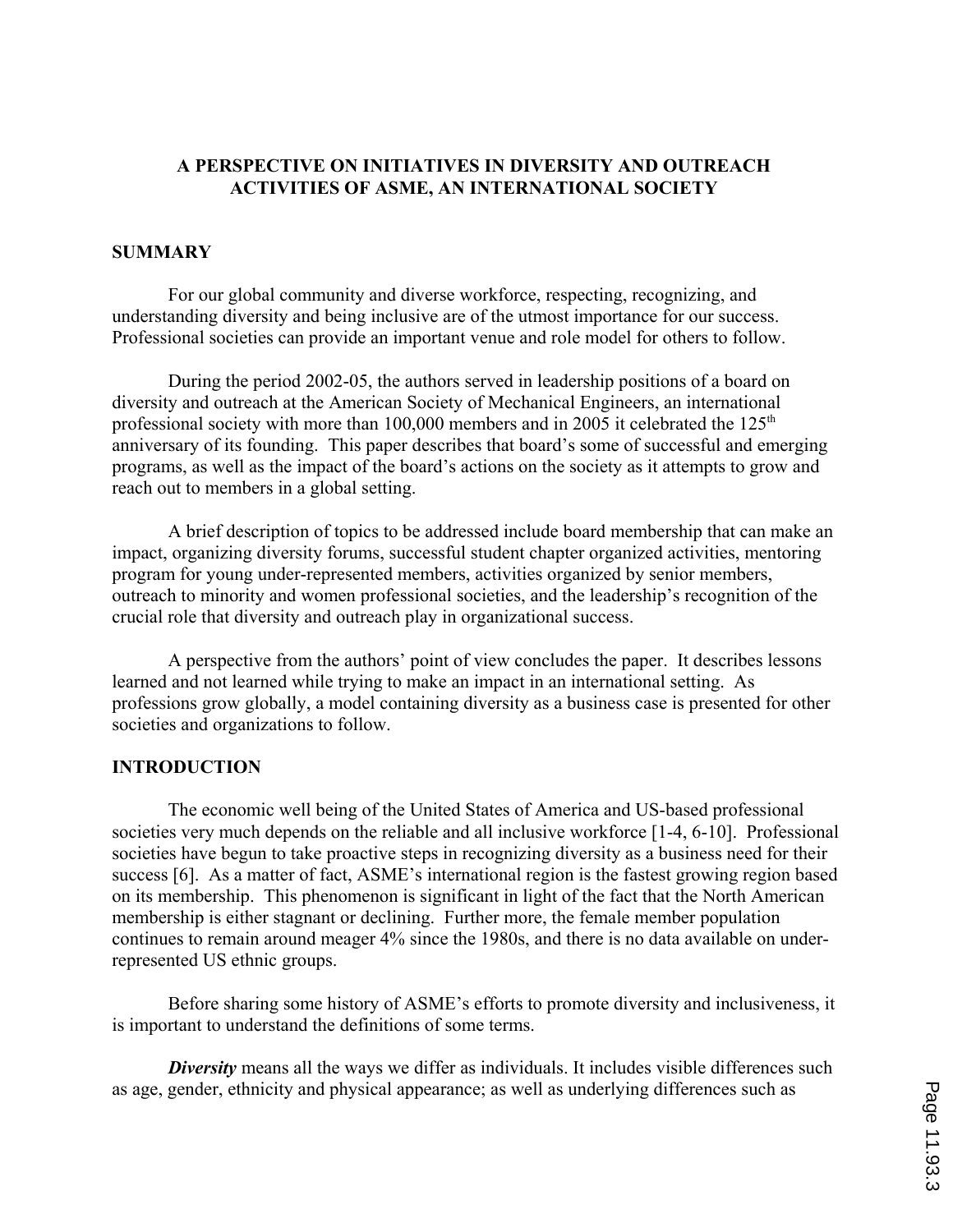# A PERSPECTIVE ON INITIATIVES IN DIVERSITY AND OUTREACH ACTIVITIES OF ASME, AN INTERNATIONAL SOCIETY

## SUMMARY

For our global community and diverse workforce, respecting, recognizing, and understanding diversity and being inclusive are of the utmost importance for our success. Professional societies can provide an important venue and role model for others to follow.

During the period 2002-05, the authors served in leadership positions of a board on diversity and outreach at the American Society of Mechanical Engineers, an international professional society with more than 100,000 members and in 2005 it celebrated the 125th anniversary of its founding. This paper describes that board's some of successful and emerging programs, as well as the impact of the board's actions on the society as it attempts to grow and reach out to members in a global setting.

A brief description of topics to be addressed include board membership that can make an impact, organizing diversity forums, successful student chapter organized activities, mentoring program for young under-represented members, activities organized by senior members, outreach to minority and women professional societies, and the leadership's recognition of the crucial role that diversity and outreach play in organizational success.

A perspective from the authors' point of view concludes the paper. It describes lessons learned and not learned while trying to make an impact in an international setting. As professions grow globally, a model containing diversity as a business case is presented for other societies and organizations to follow.

## INTRODUCTION

The economic well being of the United States of America and US-based professional societies very much depends on the reliable and all inclusive workforce [1-4, 6-10]. Professional societies have begun to take proactive steps in recognizing diversity as a business need for their success [6]. As a matter of fact, ASME's international region is the fastest growing region based on its membership. This phenomenon is significant in light of the fact that the North American membership is either stagnant or declining. Further more, the female member population continues to remain around meager 4% since the 1980s, and there is no data available on under-represented US ethnic groups.

Before sharing some history of ASME's efforts to promote diversity and inclusiveness, it is important to understand the definitions of some terms.

***Diversity*** means all the ways we differ as individuals. It includes visible differences such as age, gender, ethnicity and physical appearance; as well as underlying differences such as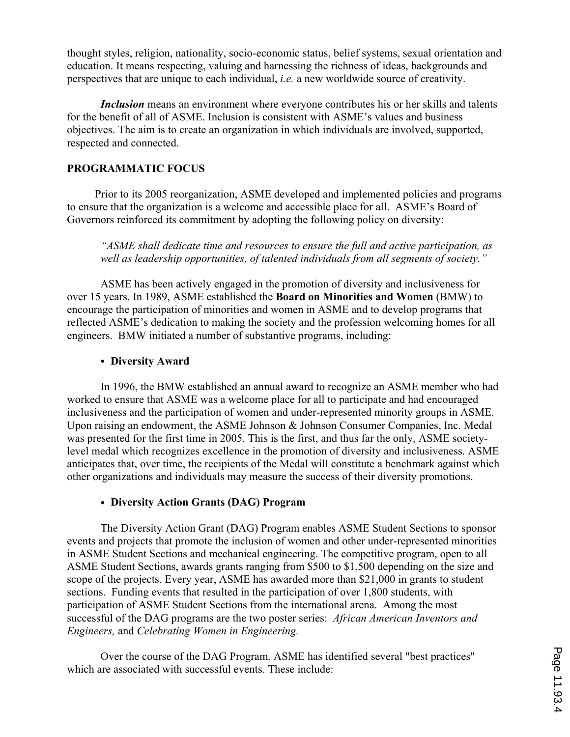thought styles, religion, nationality, socio-economic status, belief systems, sexual orientation and education. It means respecting, valuing and harnessing the richness of ideas, backgrounds and perspectives that are unique to each individual, *i.e.* a new worldwide source of creativity.

***Inclusion*** means an environment where everyone contributes his or her skills and talents for the benefit of all of ASME. Inclusion is consistent with ASME's values and business objectives. The aim is to create an organization in which individuals are involved, supported, respected and connected.

## PROGRAMMATIC FOCUS

Prior to its 2005 reorganization, ASME developed and implemented policies and programs to ensure that the organization is a welcome and accessible place for all. ASME's Board of Governors reinforced its commitment by adopting the following policy on diversity:

> *"ASME shall dedicate time and resources to ensure the full and active participation, as well as leadership opportunities, of talented individuals from all segments of society."*

ASME has been actively engaged in the promotion of diversity and inclusiveness for over 15 years. In 1989, ASME established the **Board on Minorities and Women** (BMW) to encourage the participation of minorities and women in ASME and to develop programs that reflected ASME's dedication to making the society and the profession welcoming homes for all engineers. BMW initiated a number of substantive programs, including:

- **Diversity Award**

In 1996, the BMW established an annual award to recognize an ASME member who had worked to ensure that ASME was a welcome place for all to participate and had encouraged inclusiveness and the participation of women and under-represented minority groups in ASME. Upon raising an endowment, the ASME Johnson & Johnson Consumer Companies, Inc. Medal was presented for the first time in 2005. This is the first, and thus far the only, ASME society-level medal which recognizes excellence in the promotion of diversity and inclusiveness. ASME anticipates that, over time, the recipients of the Medal will constitute a benchmark against which other organizations and individuals may measure the success of their diversity promotions.

- **Diversity Action Grants (DAG) Program**

The Diversity Action Grant (DAG) Program enables ASME Student Sections to sponsor events and projects that promote the inclusion of women and other under-represented minorities in ASME Student Sections and mechanical engineering. The competitive program, open to all ASME Student Sections, awards grants ranging from $500 to $1,500 depending on the size and scope of the projects. Every year, ASME has awarded more than $21,000 in grants to student sections. Funding events that resulted in the participation of over 1,800 students, with participation of ASME Student Sections from the international arena. Among the most successful of the DAG programs are the two poster series: *African American Inventors and Engineers,* and *Celebrating Women in Engineering.*

Over the course of the DAG Program, ASME has identified several "best practices" which are associated with successful events. These include: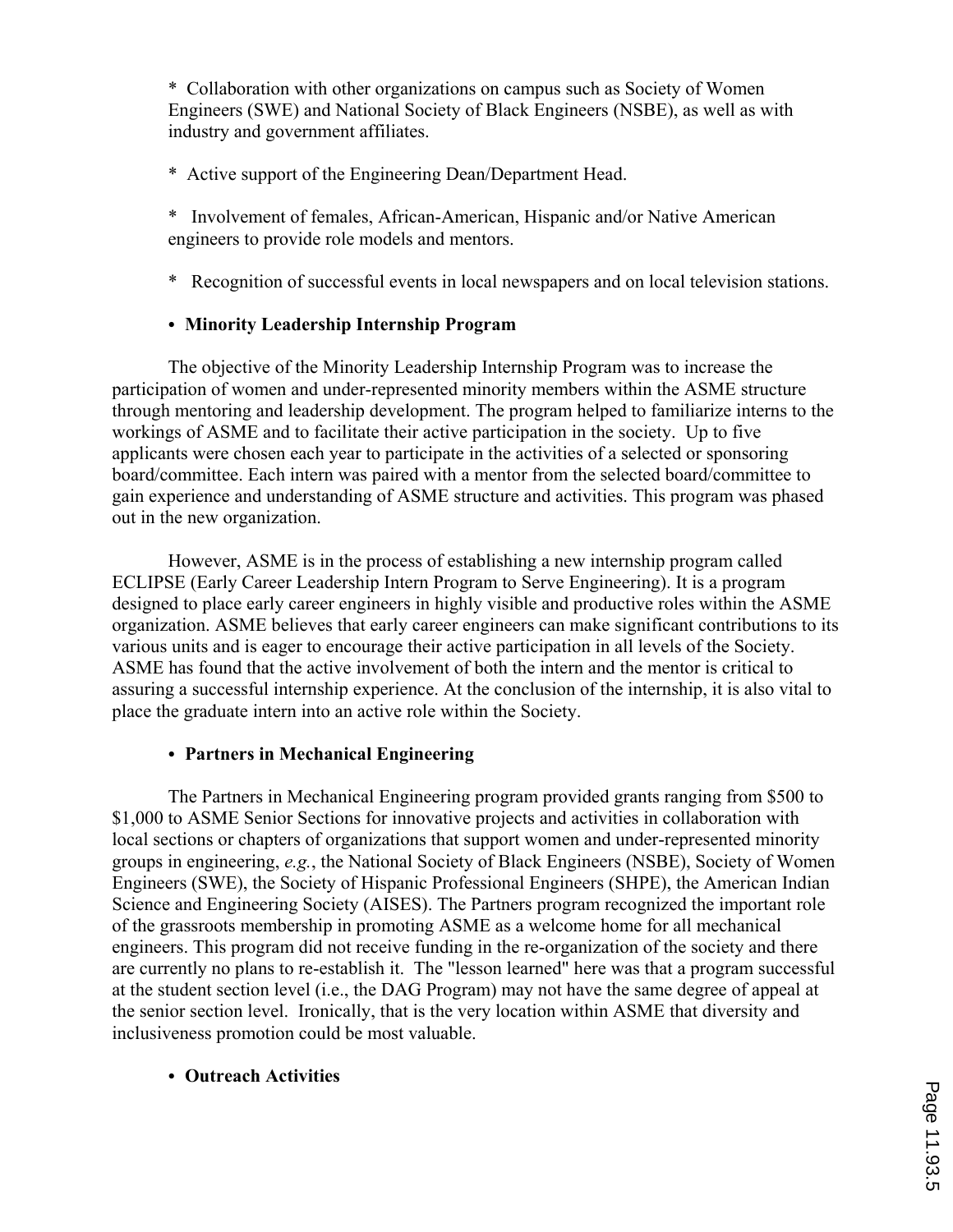* Collaboration with other organizations on campus such as Society of Women Engineers (SWE) and National Society of Black Engineers (NSBE), as well as with industry and government affiliates.

* Active support of the Engineering Dean/Department Head.

* Involvement of females, African-American, Hispanic and/or Native American engineers to provide role models and mentors.

* Recognition of successful events in local newspapers and on local television stations.

- **Minority Leadership Internship Program**

The objective of the Minority Leadership Internship Program was to increase the participation of women and under-represented minority members within the ASME structure through mentoring and leadership development. The program helped to familiarize interns to the workings of ASME and to facilitate their active participation in the society. Up to five applicants were chosen each year to participate in the activities of a selected or sponsoring board/committee. Each intern was paired with a mentor from the selected board/committee to gain experience and understanding of ASME structure and activities. This program was phased out in the new organization.

However, ASME is in the process of establishing a new internship program called ECLIPSE (Early Career Leadership Intern Program to Serve Engineering). It is a program designed to place early career engineers in highly visible and productive roles within the ASME organization. ASME believes that early career engineers can make significant contributions to its various units and is eager to encourage their active participation in all levels of the Society. ASME has found that the active involvement of both the intern and the mentor is critical to assuring a successful internship experience. At the conclusion of the internship, it is also vital to place the graduate intern into an active role within the Society.

- **Partners in Mechanical Engineering**

The Partners in Mechanical Engineering program provided grants ranging from $500 to $1,000 to ASME Senior Sections for innovative projects and activities in collaboration with local sections or chapters of organizations that support women and under-represented minority groups in engineering, *e.g.*, the National Society of Black Engineers (NSBE), Society of Women Engineers (SWE), the Society of Hispanic Professional Engineers (SHPE), the American Indian Science and Engineering Society (AISES). The Partners program recognized the important role of the grassroots membership in promoting ASME as a welcome home for all mechanical engineers. This program did not receive funding in the re-organization of the society and there are currently no plans to re-establish it. The "lesson learned" here was that a program successful at the student section level (i.e., the DAG Program) may not have the same degree of appeal at the senior section level. Ironically, that is the very location within ASME that diversity and inclusiveness promotion could be most valuable.

- **Outreach Activities**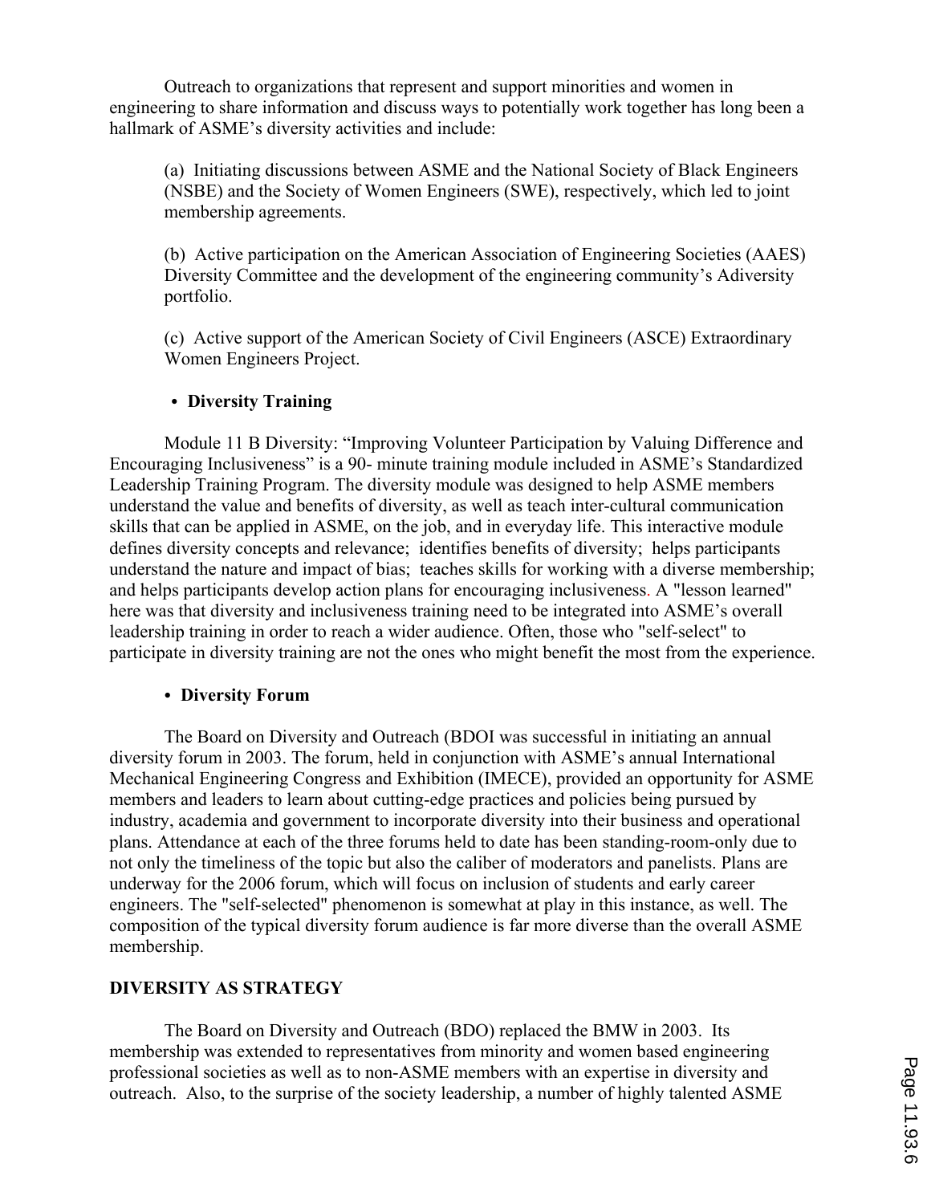Outreach to organizations that represent and support minorities and women in engineering to share information and discuss ways to potentially work together has long been a hallmark of ASME's diversity activities and include:

(a) Initiating discussions between ASME and the National Society of Black Engineers (NSBE) and the Society of Women Engineers (SWE), respectively, which led to joint membership agreements.

(b) Active participation on the American Association of Engineering Societies (AAES) Diversity Committee and the development of the engineering community's Adiversity portfolio.

(c) Active support of the American Society of Civil Engineers (ASCE) Extraordinary Women Engineers Project.

- **Diversity Training**

Module 11 B Diversity: "Improving Volunteer Participation by Valuing Difference and Encouraging Inclusiveness" is a 90- minute training module included in ASME's Standardized Leadership Training Program. The diversity module was designed to help ASME members understand the value and benefits of diversity, as well as teach inter-cultural communication skills that can be applied in ASME, on the job, and in everyday life. This interactive module defines diversity concepts and relevance; identifies benefits of diversity; helps participants understand the nature and impact of bias; teaches skills for working with a diverse membership; and helps participants develop action plans for encouraging inclusiveness. A "lesson learned" here was that diversity and inclusiveness training need to be integrated into ASME's overall leadership training in order to reach a wider audience. Often, those who "self-select" to participate in diversity training are not the ones who might benefit the most from the experience.

- **Diversity Forum**

The Board on Diversity and Outreach (BDOI was successful in initiating an annual diversity forum in 2003. The forum, held in conjunction with ASME's annual International Mechanical Engineering Congress and Exhibition (IMECE), provided an opportunity for ASME members and leaders to learn about cutting-edge practices and policies being pursued by industry, academia and government to incorporate diversity into their business and operational plans. Attendance at each of the three forums held to date has been standing-room-only due to not only the timeliness of the topic but also the caliber of moderators and panelists. Plans are underway for the 2006 forum, which will focus on inclusion of students and early career engineers. The "self-selected" phenomenon is somewhat at play in this instance, as well. The composition of the typical diversity forum audience is far more diverse than the overall ASME membership.

## DIVERSITY AS STRATEGY

The Board on Diversity and Outreach (BDO) replaced the BMW in 2003. Its membership was extended to representatives from minority and women based engineering professional societies as well as to non-ASME members with an expertise in diversity and outreach. Also, to the surprise of the society leadership, a number of highly talented ASME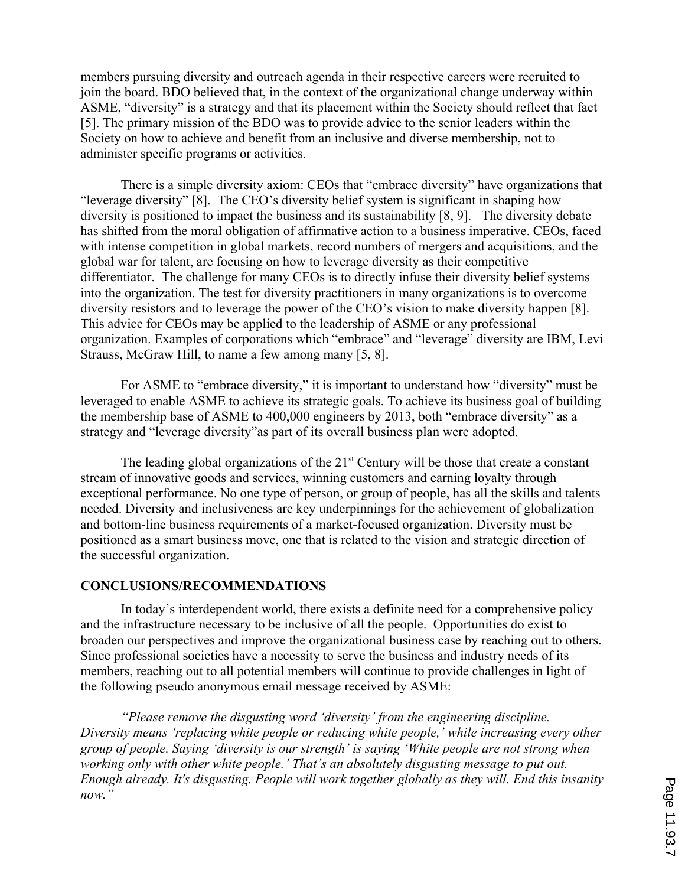members pursuing diversity and outreach agenda in their respective careers were recruited to join the board. BDO believed that, in the context of the organizational change underway within ASME, "diversity" is a strategy and that its placement within the Society should reflect that fact [5]. The primary mission of the BDO was to provide advice to the senior leaders within the Society on how to achieve and benefit from an inclusive and diverse membership, not to administer specific programs or activities.

There is a simple diversity axiom: CEOs that "embrace diversity" have organizations that "leverage diversity" [8]. The CEO's diversity belief system is significant in shaping how diversity is positioned to impact the business and its sustainability [8, 9]. The diversity debate has shifted from the moral obligation of affirmative action to a business imperative. CEOs, faced with intense competition in global markets, record numbers of mergers and acquisitions, and the global war for talent, are focusing on how to leverage diversity as their competitive differentiator. The challenge for many CEOs is to directly infuse their diversity belief systems into the organization. The test for diversity practitioners in many organizations is to overcome diversity resistors and to leverage the power of the CEO's vision to make diversity happen [8]. This advice for CEOs may be applied to the leadership of ASME or any professional organization. Examples of corporations which "embrace" and "leverage" diversity are IBM, Levi Strauss, McGraw Hill, to name a few among many [5, 8].

For ASME to "embrace diversity," it is important to understand how "diversity" must be leveraged to enable ASME to achieve its strategic goals. To achieve its business goal of building the membership base of ASME to 400,000 engineers by 2013, both "embrace diversity" as a strategy and "leverage diversity"as part of its overall business plan were adopted.

The leading global organizations of the 21st Century will be those that create a constant stream of innovative goods and services, winning customers and earning loyalty through exceptional performance. No one type of person, or group of people, has all the skills and talents needed. Diversity and inclusiveness are key underpinnings for the achievement of globalization and bottom-line business requirements of a market-focused organization. Diversity must be positioned as a smart business move, one that is related to the vision and strategic direction of the successful organization.

## CONCLUSIONS/RECOMMENDATIONS

In today's interdependent world, there exists a definite need for a comprehensive policy and the infrastructure necessary to be inclusive of all the people. Opportunities do exist to broaden our perspectives and improve the organizational business case by reaching out to others. Since professional societies have a necessity to serve the business and industry needs of its members, reaching out to all potential members will continue to provide challenges in light of the following pseudo anonymous email message received by ASME:

*"Please remove the disgusting word 'diversity' from the engineering discipline. Diversity means 'replacing white people or reducing white people,' while increasing every other group of people. Saying 'diversity is our strength' is saying 'White people are not strong when working only with other white people.' That's an absolutely disgusting message to put out. Enough already. It's disgusting. People will work together globally as they will. End this insanity now."*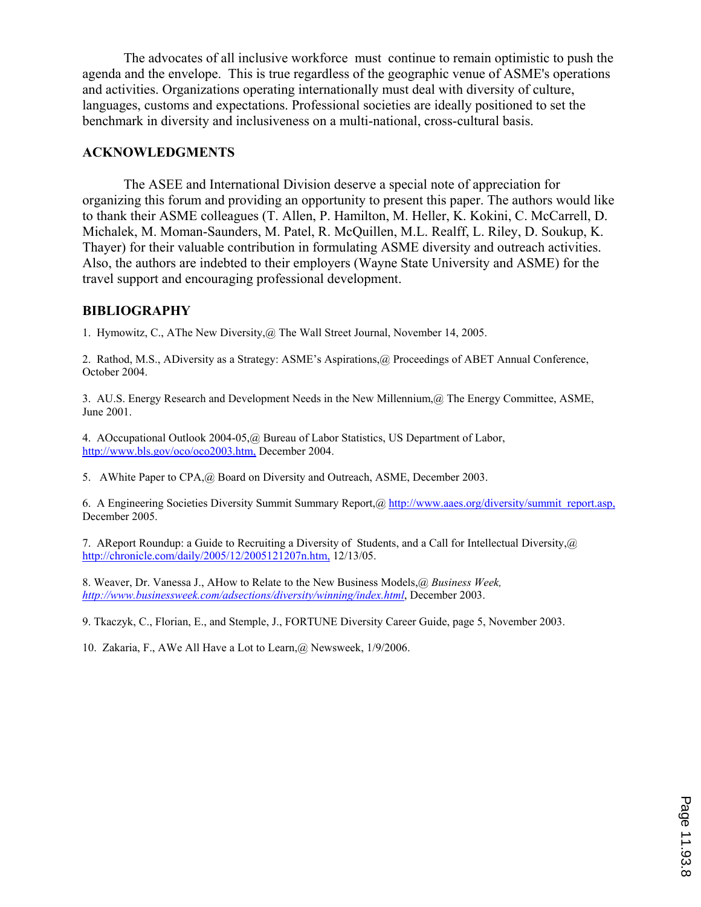The advocates of all inclusive workforce must continue to remain optimistic to push the agenda and the envelope. This is true regardless of the geographic venue of ASME's operations and activities. Organizations operating internationally must deal with diversity of culture, languages, customs and expectations. Professional societies are ideally positioned to set the benchmark in diversity and inclusiveness on a multi-national, cross-cultural basis.

## ACKNOWLEDGMENTS

The ASEE and International Division deserve a special note of appreciation for organizing this forum and providing an opportunity to present this paper. The authors would like to thank their ASME colleagues (T. Allen, P. Hamilton, M. Heller, K. Kokini, C. McCarrell, D. Michalek, M. Moman-Saunders, M. Patel, R. McQuillen, M.L. Realff, L. Riley, D. Soukup, K. Thayer) for their valuable contribution in formulating ASME diversity and outreach activities. Also, the authors are indebted to their employers (Wayne State University and ASME) for the travel support and encouraging professional development.

## BIBLIOGRAPHY

1. Hymowitz, C., AThe New Diversity,@ The Wall Street Journal, November 14, 2005.

2. Rathod, M.S., ADiversity as a Strategy: ASME's Aspirations,@ Proceedings of ABET Annual Conference, October 2004.

3. AU.S. Energy Research and Development Needs in the New Millennium,@ The Energy Committee, ASME, June 2001.

4. AOccupational Outlook 2004-05,@ Bureau of Labor Statistics, US Department of Labor, http://www.bls.gov/oco/oco2003.htm, December 2004.

5. AWhite Paper to CPA,@ Board on Diversity and Outreach, ASME, December 2003.

6. A Engineering Societies Diversity Summit Summary Report,@ http://www.aaes.org/diversity/summit_report.asp, December 2005.

7. AReport Roundup: a Guide to Recruiting a Diversity of Students, and a Call for Intellectual Diversity,@ http://chronicle.com/daily/2005/12/2005121207n.htm, 12/13/05.

8. Weaver, Dr. Vanessa J., AHow to Relate to the New Business Models,@ *Business Week, http://www.businessweek.com/adsections/diversity/winning/index.html*, December 2003.

9. Tkaczyk, C., Florian, E., and Stemple, J., FORTUNE Diversity Career Guide, page 5, November 2003.

10. Zakaria, F., AWe All Have a Lot to Learn,@ Newsweek, 1/9/2006.